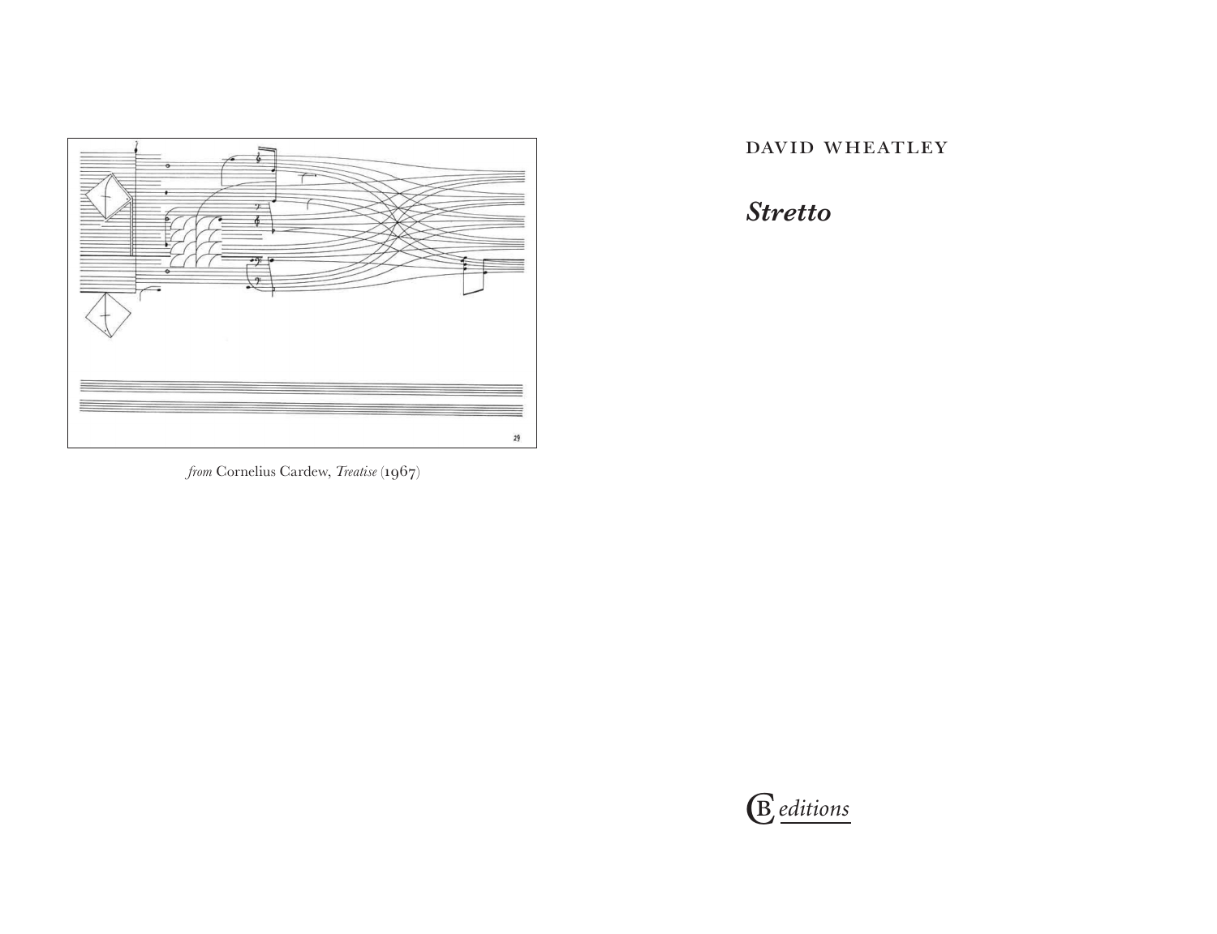*from* Cornelius Cardew, *Treatise* (1967)

DAVID WHEATLEY

# *Stretto*

CB *editions*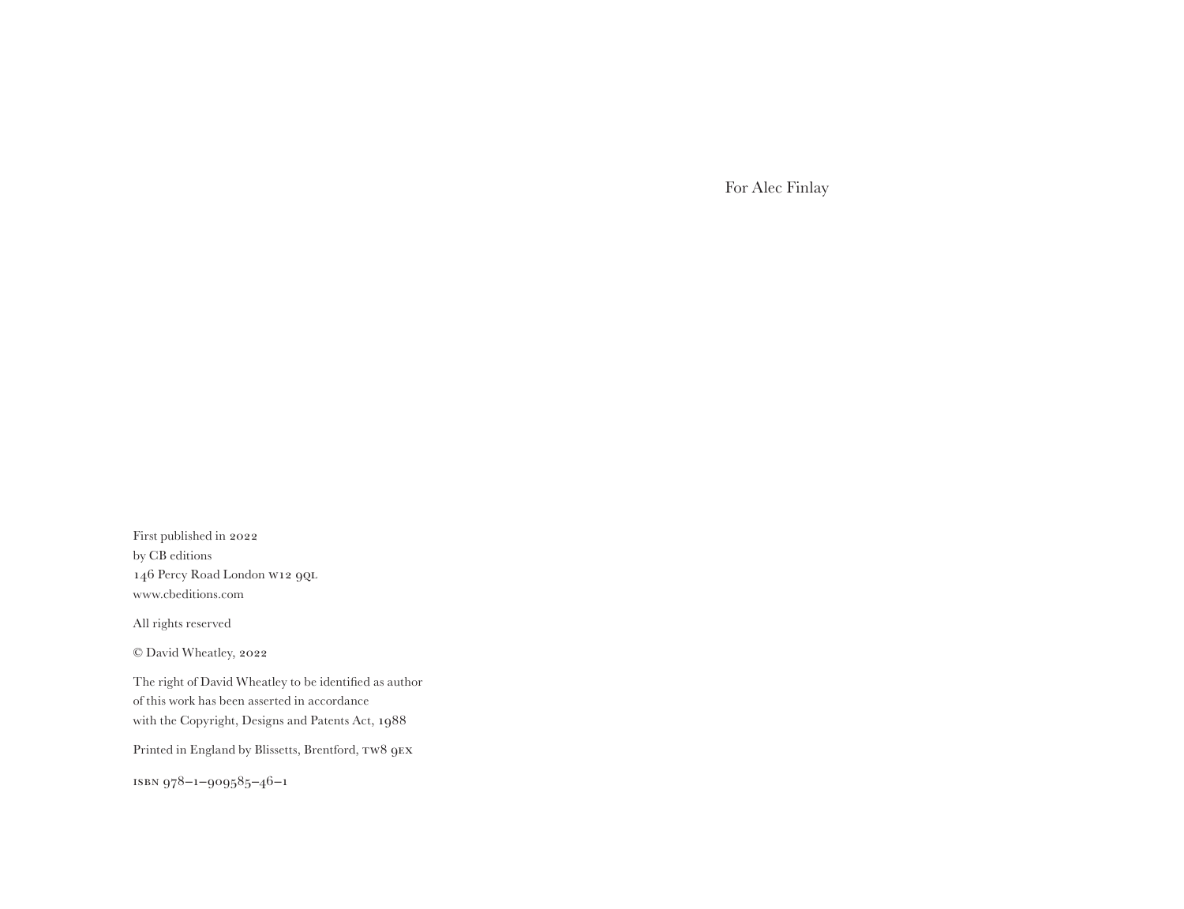First published in 2022
by CB editions
146 Percy Road London W12 9QL
www.cbeditions.com

All rights reserved

© David Wheatley, 2022

The right of David Wheatley to be identified as author
of this work has been asserted in accordance
with the Copyright, Designs and Patents Act, 1988

Printed in England by Blissetts, Brentford, TW8 9EX

ISBN 978–1–909585–46–1

For Alec Finlay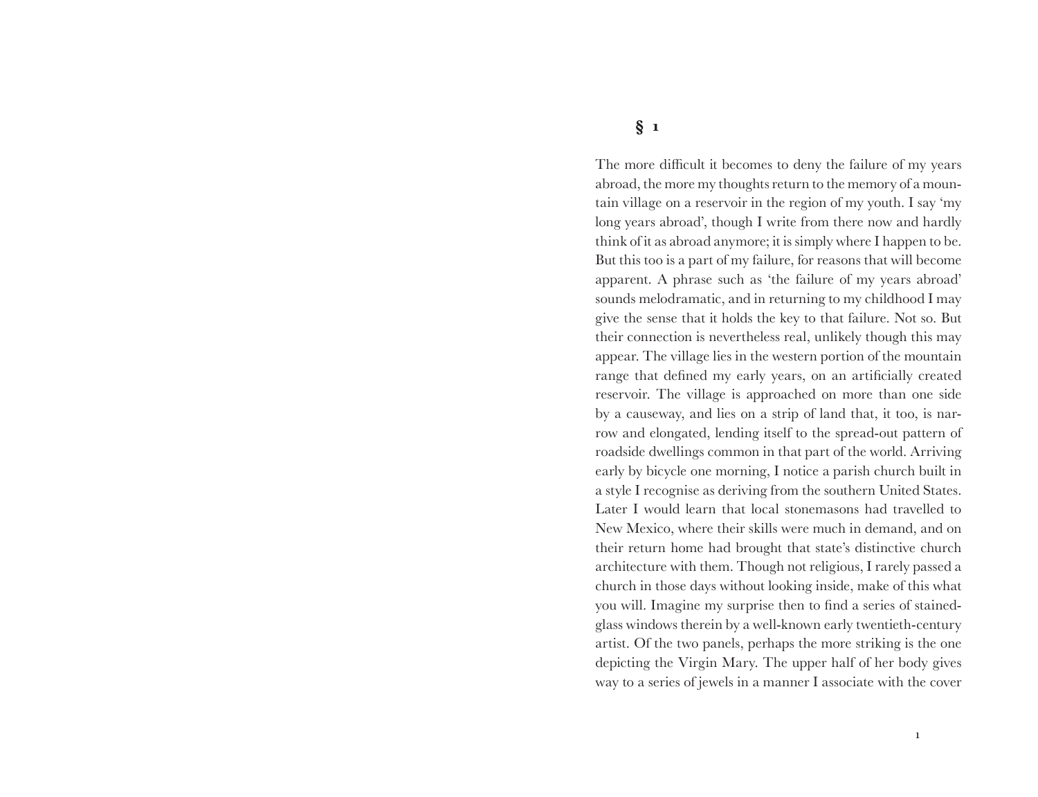## § 1

The more difficult it becomes to deny the failure of my years abroad, the more my thoughts return to the memory of a mountain village on a reservoir in the region of my youth. I say 'my long years abroad', though I write from there now and hardly think of it as abroad anymore; it is simply where I happen to be. But this too is a part of my failure, for reasons that will become apparent. A phrase such as 'the failure of my years abroad' sounds melodramatic, and in returning to my childhood I may give the sense that it holds the key to that failure. Not so. But their connection is nevertheless real, unlikely though this may appear. The village lies in the western portion of the mountain range that defined my early years, on an artificially created reservoir. The village is approached on more than one side by a causeway, and lies on a strip of land that, it too, is narrow and elongated, lending itself to the spread-out pattern of roadside dwellings common in that part of the world. Arriving early by bicycle one morning, I notice a parish church built in a style I recognise as deriving from the southern United States. Later I would learn that local stonemasons had travelled to New Mexico, where their skills were much in demand, and on their return home had brought that state's distinctive church architecture with them. Though not religious, I rarely passed a church in those days without looking inside, make of this what you will. Imagine my surprise then to find a series of stained-glass windows therein by a well-known early twentieth-century artist. Of the two panels, perhaps the more striking is the one depicting the Virgin Mary. The upper half of her body gives way to a series of jewels in a manner I associate with the cover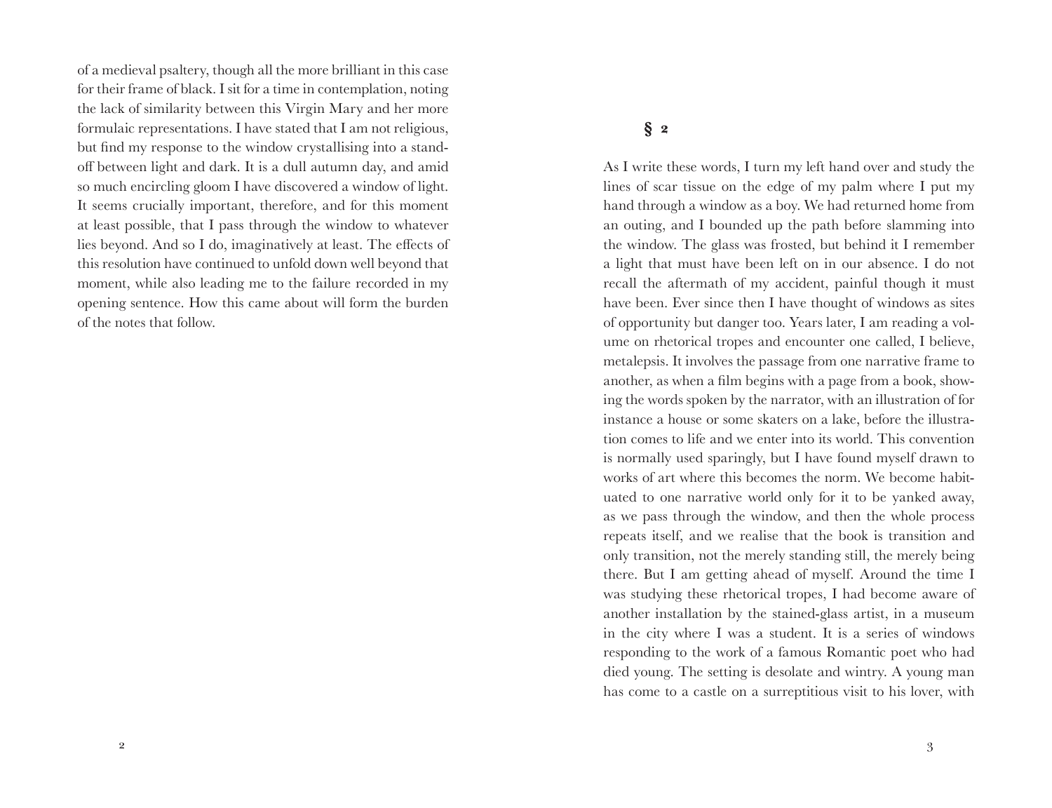of a medieval psaltery, though all the more brilliant in this case for their frame of black. I sit for a time in contemplation, noting the lack of similarity between this Virgin Mary and her more formulaic representations. I have stated that I am not religious, but find my response to the window crystallising into a stand-off between light and dark. It is a dull autumn day, and amid so much encircling gloom I have discovered a window of light. It seems crucially important, therefore, and for this moment at least possible, that I pass through the window to whatever lies beyond. And so I do, imaginatively at least. The effects of this resolution have continued to unfold down well beyond that moment, while also leading me to the failure recorded in my opening sentence. How this came about will form the burden of the notes that follow.

## § 2

As I write these words, I turn my left hand over and study the lines of scar tissue on the edge of my palm where I put my hand through a window as a boy. We had returned home from an outing, and I bounded up the path before slamming into the window. The glass was frosted, but behind it I remember a light that must have been left on in our absence. I do not recall the aftermath of my accident, painful though it must have been. Ever since then I have thought of windows as sites of opportunity but danger too. Years later, I am reading a volume on rhetorical tropes and encounter one called, I believe, metalepsis. It involves the passage from one narrative frame to another, as when a film begins with a page from a book, showing the words spoken by the narrator, with an illustration of for instance a house or some skaters on a lake, before the illustration comes to life and we enter into its world. This convention is normally used sparingly, but I have found myself drawn to works of art where this becomes the norm. We become habituated to one narrative world only for it to be yanked away, as we pass through the window, and then the whole process repeats itself, and we realise that the book is transition and only transition, not the merely standing still, the merely being there. But I am getting ahead of myself. Around the time I was studying these rhetorical tropes, I had become aware of another installation by the stained-glass artist, in a museum in the city where I was a student. It is a series of windows responding to the work of a famous Romantic poet who had died young. The setting is desolate and wintry. A young man has come to a castle on a surreptitious visit to his lover, with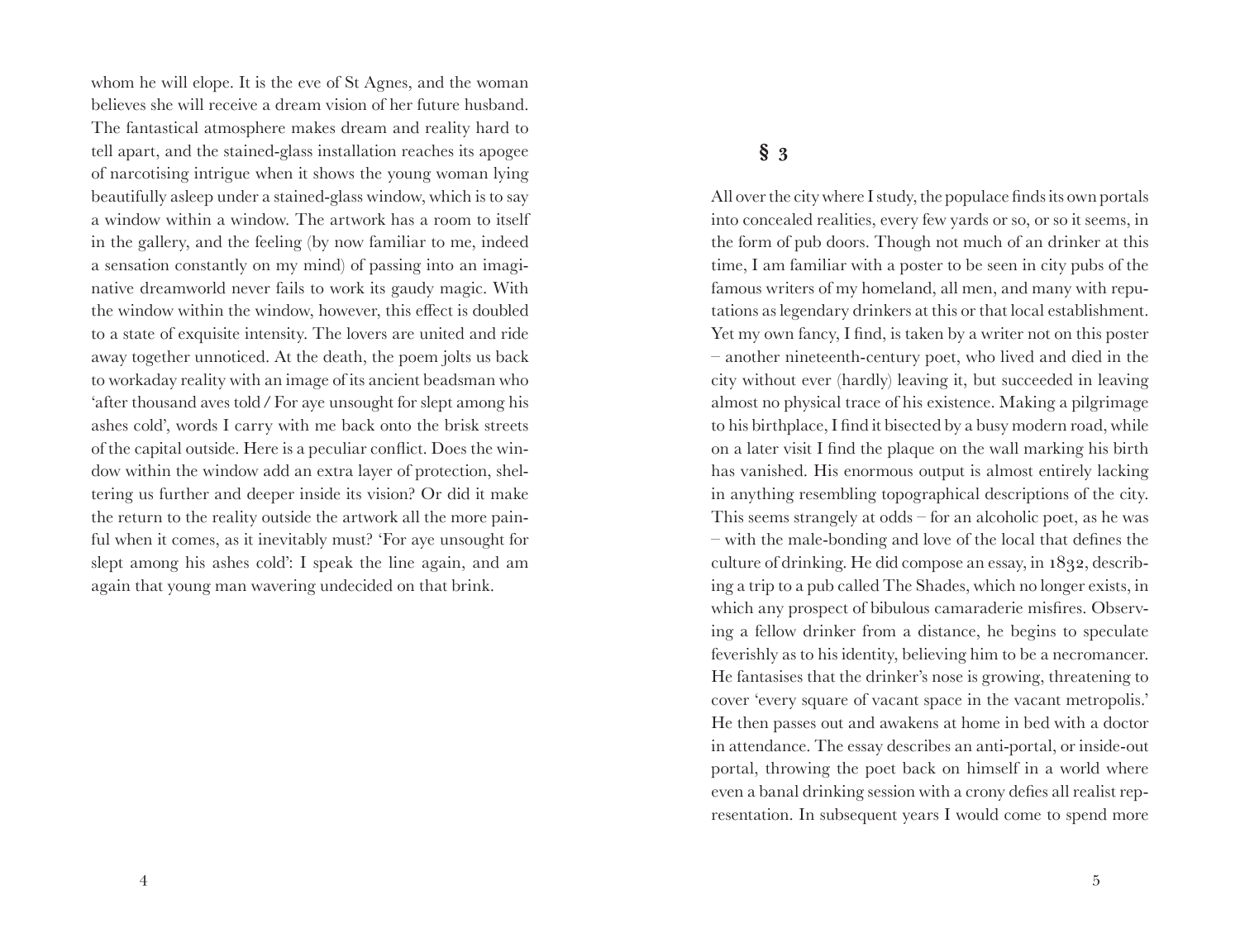whom he will elope. It is the eve of St Agnes, and the woman believes she will receive a dream vision of her future husband. The fantastical atmosphere makes dream and reality hard to tell apart, and the stained-glass installation reaches its apogee of narcotising intrigue when it shows the young woman lying beautifully asleep under a stained-glass window, which is to say a window within a window. The artwork has a room to itself in the gallery, and the feeling (by now familiar to me, indeed a sensation constantly on my mind) of passing into an imaginative dreamworld never fails to work its gaudy magic. With the window within the window, however, this effect is doubled to a state of exquisite intensity. The lovers are united and ride away together unnoticed. At the death, the poem jolts us back to workaday reality with an image of its ancient beadsman who 'after thousand aves told / For aye unsought for slept among his ashes cold', words I carry with me back onto the brisk streets of the capital outside. Here is a peculiar conflict. Does the window within the window add an extra layer of protection, sheltering us further and deeper inside its vision? Or did it make the return to the reality outside the artwork all the more painful when it comes, as it inevitably must? 'For aye unsought for slept among his ashes cold': I speak the line again, and am again that young man wavering undecided on that brink.

## § 3

All over the city where I study, the populace finds its own portals into concealed realities, every few yards or so, or so it seems, in the form of pub doors. Though not much of an drinker at this time, I am familiar with a poster to be seen in city pubs of the famous writers of my homeland, all men, and many with reputations as legendary drinkers at this or that local establishment. Yet my own fancy, I find, is taken by a writer not on this poster – another nineteenth-century poet, who lived and died in the city without ever (hardly) leaving it, but succeeded in leaving almost no physical trace of his existence. Making a pilgrimage to his birthplace, I find it bisected by a busy modern road, while on a later visit I find the plaque on the wall marking his birth has vanished. His enormous output is almost entirely lacking in anything resembling topographical descriptions of the city. This seems strangely at odds – for an alcoholic poet, as he was – with the male-bonding and love of the local that defines the culture of drinking. He did compose an essay, in 1832, describing a trip to a pub called The Shades, which no longer exists, in which any prospect of bibulous camaraderie misfires. Observing a fellow drinker from a distance, he begins to speculate feverishly as to his identity, believing him to be a necromancer. He fantasises that the drinker's nose is growing, threatening to cover 'every square of vacant space in the vacant metropolis.' He then passes out and awakens at home in bed with a doctor in attendance. The essay describes an anti-portal, or inside-out portal, throwing the poet back on himself in a world where even a banal drinking session with a crony defies all realist representation. In subsequent years I would come to spend more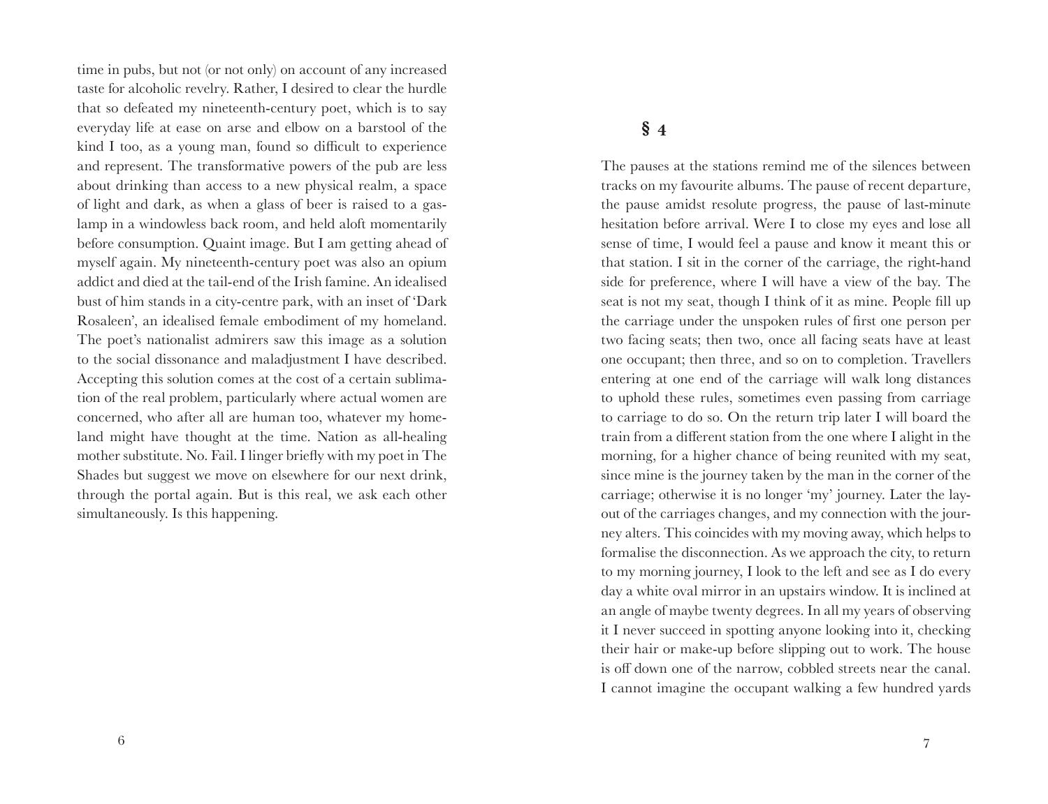time in pubs, but not (or not only) on account of any increased taste for alcoholic revelry. Rather, I desired to clear the hurdle that so defeated my nineteenth-century poet, which is to say everyday life at ease on arse and elbow on a barstool of the kind I too, as a young man, found so difficult to experience and represent. The transformative powers of the pub are less about drinking than access to a new physical realm, a space of light and dark, as when a glass of beer is raised to a gas-lamp in a windowless back room, and held aloft momentarily before consumption. Quaint image. But I am getting ahead of myself again. My nineteenth-century poet was also an opium addict and died at the tail-end of the Irish famine. An idealised bust of him stands in a city-centre park, with an inset of 'Dark Rosaleen', an idealised female embodiment of my homeland. The poet's nationalist admirers saw this image as a solution to the social dissonance and maladjustment I have described. Accepting this solution comes at the cost of a certain sublimation of the real problem, particularly where actual women are concerned, who after all are human too, whatever my homeland might have thought at the time. Nation as all-healing mother substitute. No. Fail. I linger briefly with my poet in The Shades but suggest we move on elsewhere for our next drink, through the portal again. But is this real, we ask each other simultaneously. Is this happening.

## § 4

The pauses at the stations remind me of the silences between tracks on my favourite albums. The pause of recent departure, the pause amidst resolute progress, the pause of last-minute hesitation before arrival. Were I to close my eyes and lose all sense of time, I would feel a pause and know it meant this or that station. I sit in the corner of the carriage, the right-hand side for preference, where I will have a view of the bay. The seat is not my seat, though I think of it as mine. People fill up the carriage under the unspoken rules of first one person per two facing seats; then two, once all facing seats have at least one occupant; then three, and so on to completion. Travellers entering at one end of the carriage will walk long distances to uphold these rules, sometimes even passing from carriage to carriage to do so. On the return trip later I will board the train from a different station from the one where I alight in the morning, for a higher chance of being reunited with my seat, since mine is the journey taken by the man in the corner of the carriage; otherwise it is no longer 'my' journey. Later the layout of the carriages changes, and my connection with the journey alters. This coincides with my moving away, which helps to formalise the disconnection. As we approach the city, to return to my morning journey, I look to the left and see as I do every day a white oval mirror in an upstairs window. It is inclined at an angle of maybe twenty degrees. In all my years of observing it I never succeed in spotting anyone looking into it, checking their hair or make-up before slipping out to work. The house is off down one of the narrow, cobbled streets near the canal. I cannot imagine the occupant walking a few hundred yards